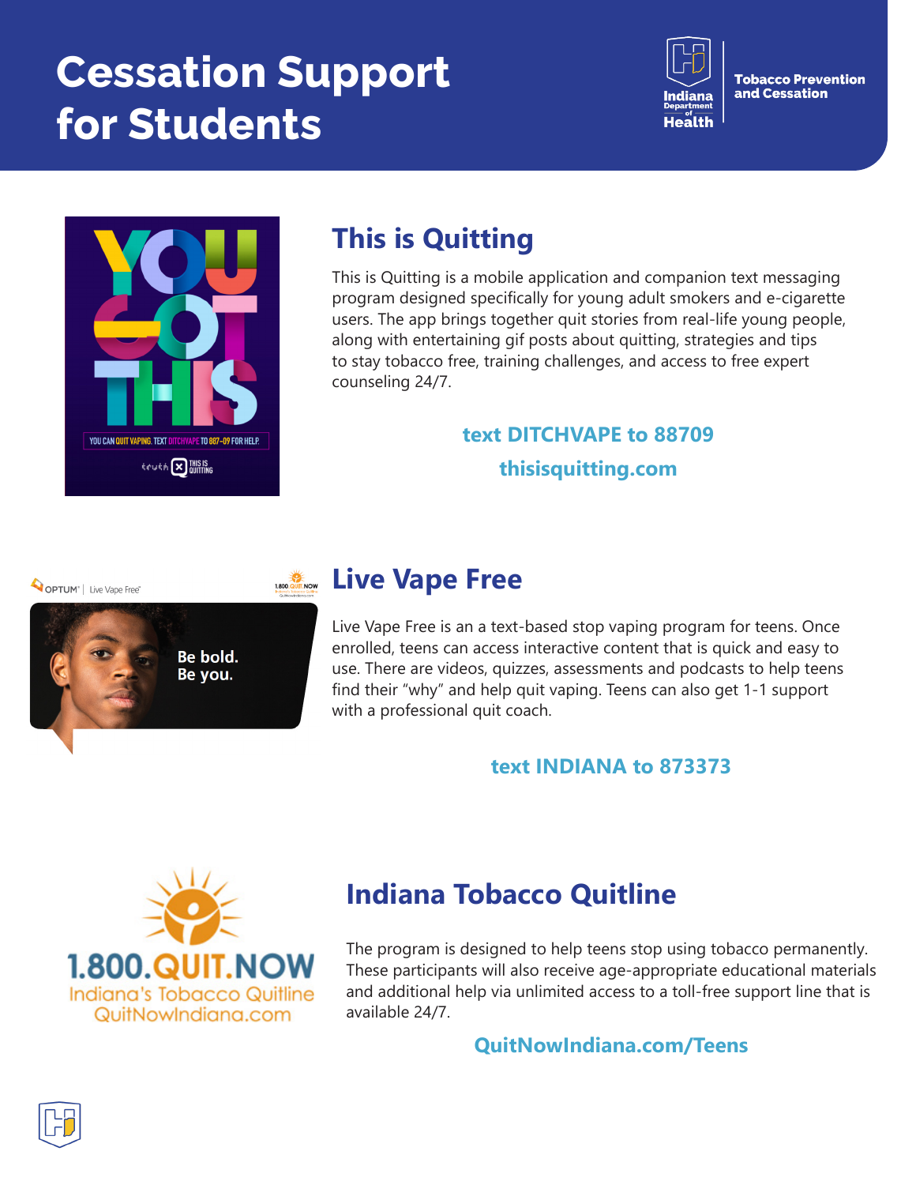# Cessation Support for Students

Indiana Department of Health — Tobacco Prevention and Cessation

## This is Quitting

This is Quitting is a mobile application and companion text messaging program designed specifically for young adult smokers and e-cigarette users. The app brings together quit stories from real-life young people, along with entertaining gif posts about quitting, strategies and tips to stay tobacco free, training challenges, and access to free expert counseling 24/7.

**text DITCHVAPE to 88709**

**thisisquitting.com**

## Live Vape Free

Live Vape Free is an a text-based stop vaping program for teens. Once enrolled, teens can access interactive content that is quick and easy to use. There are videos, quizzes, assessments and podcasts to help teens find their "why" and help quit vaping. Teens can also get 1-1 support with a professional quit coach.

**text INDIANA to 873373**

## Indiana Tobacco Quitline

The program is designed to help teens stop using tobacco permanently. These participants will also receive age-appropriate educational materials and additional help via unlimited access to a toll-free support line that is available 24/7.

**QuitNowIndiana.com/Teens**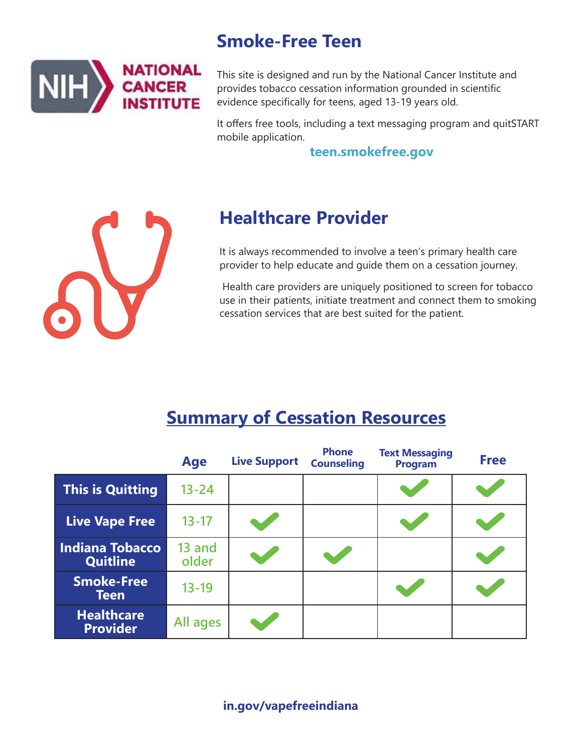## Smoke-Free Teen

NIH NATIONAL CANCER INSTITUTE

This site is designed and run by the National Cancer Institute and provides tobacco cessation information grounded in scientific evidence specifically for teens, aged 13-19 years old.

It offers free tools, including a text messaging program and quitSTART mobile application.

**teen.smokefree.gov**

## Healthcare Provider

It is always recommended to involve a teen's primary health care provider to help educate and guide them on a cessation journey.

Health care providers are uniquely positioned to screen for tobacco use in their patients, initiate treatment and connect them to smoking cessation services that are best suited for the patient.

## Summary of Cessation Resources

| | Age | Live Support | Phone Counseling | Text Messaging Program | Free |
|---|---|---|---|---|---|
| **This is Quitting** | 13-24 | | | ✓ | ✓ |
| **Live Vape Free** | 13-17 | ✓ | | ✓ | ✓ |
| **Indiana Tobacco Quitline** | 13 and older | ✓ | ✓ | | ✓ |
| **Smoke-Free Teen** | 13-19 | | | ✓ | ✓ |
| **Healthcare Provider** | All ages | ✓ | | | |

**in.gov/vapefreeindiana**